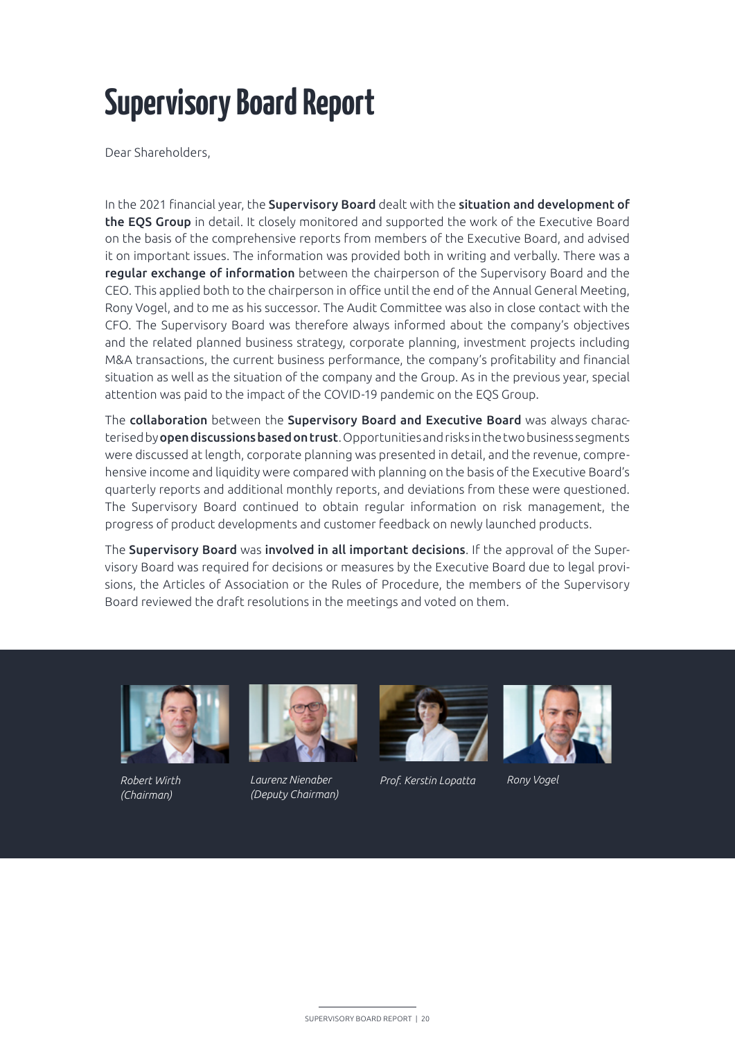# Supervisory Board Report

Dear Shareholders,

In the 2021 financial year, the **Supervisory Board** dealt with the **situation and development of the EQS Group** in detail. It closely monitored and supported the work of the Executive Board on the basis of the comprehensive reports from members of the Executive Board, and advised it on important issues. The information was provided both in writing and verbally. There was a **regular exchange of information** between the chairperson of the Supervisory Board and the CEO. This applied both to the chairperson in office until the end of the Annual General Meeting, Rony Vogel, and to me as his successor. The Audit Committee was also in close contact with the CFO. The Supervisory Board was therefore always informed about the company's objectives and the related planned business strategy, corporate planning, investment projects including M&A transactions, the current business performance, the company's profitability and financial situation as well as the situation of the company and the Group. As in the previous year, special attention was paid to the impact of the COVID-19 pandemic on the EQS Group.

The **collaboration** between the **Supervisory Board and Executive Board** was always characterised by **open discussions based on trust**. Opportunities and risks in the two business segments were discussed at length, corporate planning was presented in detail, and the revenue, comprehensive income and liquidity were compared with planning on the basis of the Executive Board's quarterly reports and additional monthly reports, and deviations from these were questioned. The Supervisory Board continued to obtain regular information on risk management, the progress of product developments and customer feedback on newly launched products.

The **Supervisory Board** was **involved in all important decisions**. If the approval of the Supervisory Board was required for decisions or measures by the Executive Board due to legal provisions, the Articles of Association or the Rules of Procedure, the members of the Supervisory Board reviewed the draft resolutions in the meetings and voted on them.

*Robert Wirth (Chairman)*

*Laurenz Nienaber (Deputy Chairman)*

*Prof. Kerstin Lopatta*

*Rony Vogel*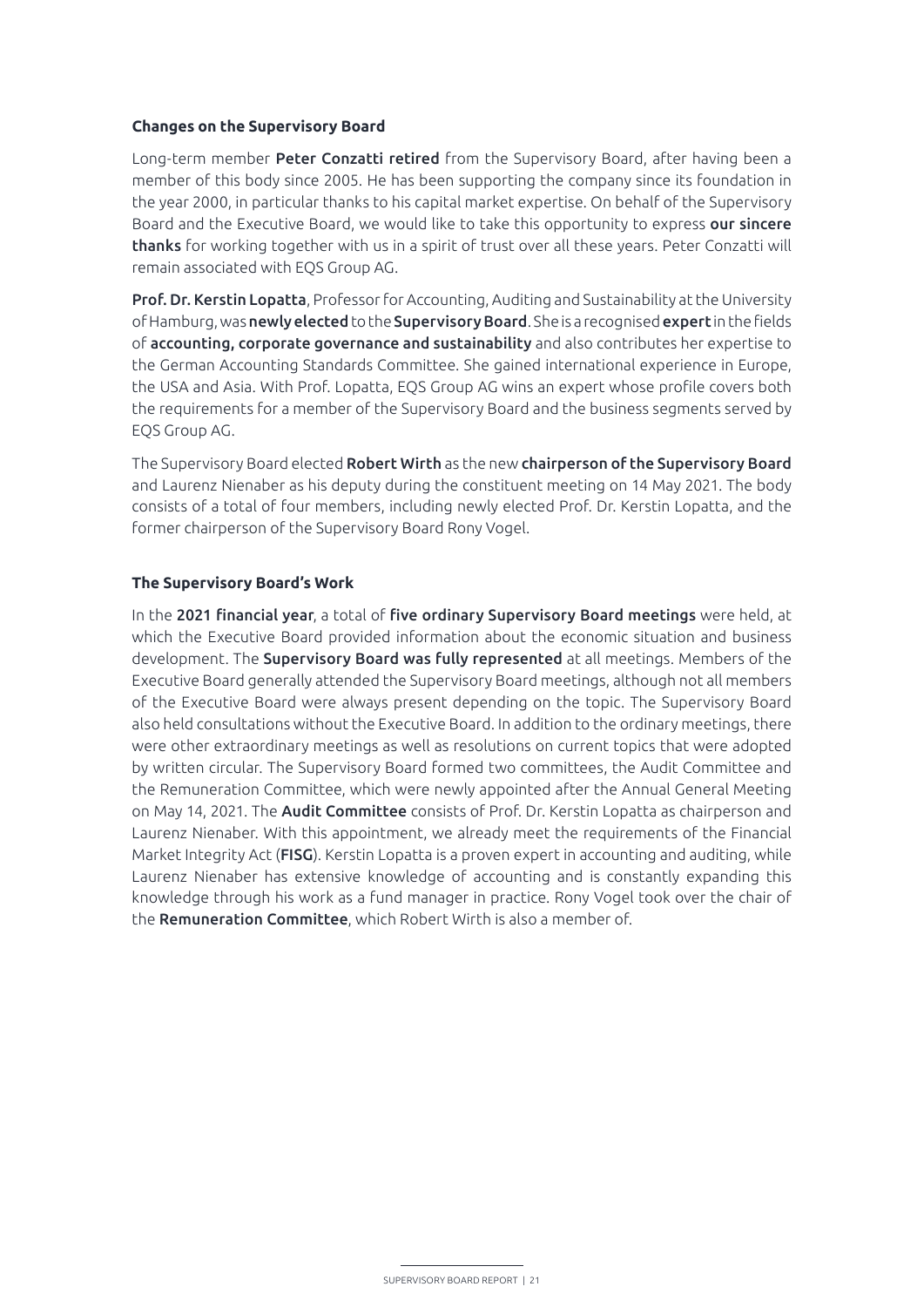### Changes on the Supervisory Board

Long-term member **Peter Conzatti retired** from the Supervisory Board, after having been a member of this body since 2005. He has been supporting the company since its foundation in the year 2000, in particular thanks to his capital market expertise. On behalf of the Supervisory Board and the Executive Board, we would like to take this opportunity to express **our sincere thanks** for working together with us in a spirit of trust over all these years. Peter Conzatti will remain associated with EQS Group AG.

**Prof. Dr. Kerstin Lopatta**, Professor for Accounting, Auditing and Sustainability at the University of Hamburg, was **newly elected** to the **Supervisory Board**. She is a recognised **expert** in the fields of **accounting, corporate governance and sustainability** and also contributes her expertise to the German Accounting Standards Committee. She gained international experience in Europe, the USA and Asia. With Prof. Lopatta, EQS Group AG wins an expert whose profile covers both the requirements for a member of the Supervisory Board and the business segments served by EQS Group AG.

The Supervisory Board elected **Robert Wirth** as the new **chairperson of the Supervisory Board** and Laurenz Nienaber as his deputy during the constituent meeting on 14 May 2021. The body consists of a total of four members, including newly elected Prof. Dr. Kerstin Lopatta, and the former chairperson of the Supervisory Board Rony Vogel.

### The Supervisory Board's Work

In the **2021 financial year**, a total of **five ordinary Supervisory Board meetings** were held, at which the Executive Board provided information about the economic situation and business development. The **Supervisory Board was fully represented** at all meetings. Members of the Executive Board generally attended the Supervisory Board meetings, although not all members of the Executive Board were always present depending on the topic. The Supervisory Board also held consultations without the Executive Board. In addition to the ordinary meetings, there were other extraordinary meetings as well as resolutions on current topics that were adopted by written circular. The Supervisory Board formed two committees, the Audit Committee and the Remuneration Committee, which were newly appointed after the Annual General Meeting on May 14, 2021. The **Audit Committee** consists of Prof. Dr. Kerstin Lopatta as chairperson and Laurenz Nienaber. With this appointment, we already meet the requirements of the Financial Market Integrity Act (**FISG**). Kerstin Lopatta is a proven expert in accounting and auditing, while Laurenz Nienaber has extensive knowledge of accounting and is constantly expanding this knowledge through his work as a fund manager in practice. Rony Vogel took over the chair of the **Remuneration Committee**, which Robert Wirth is also a member of.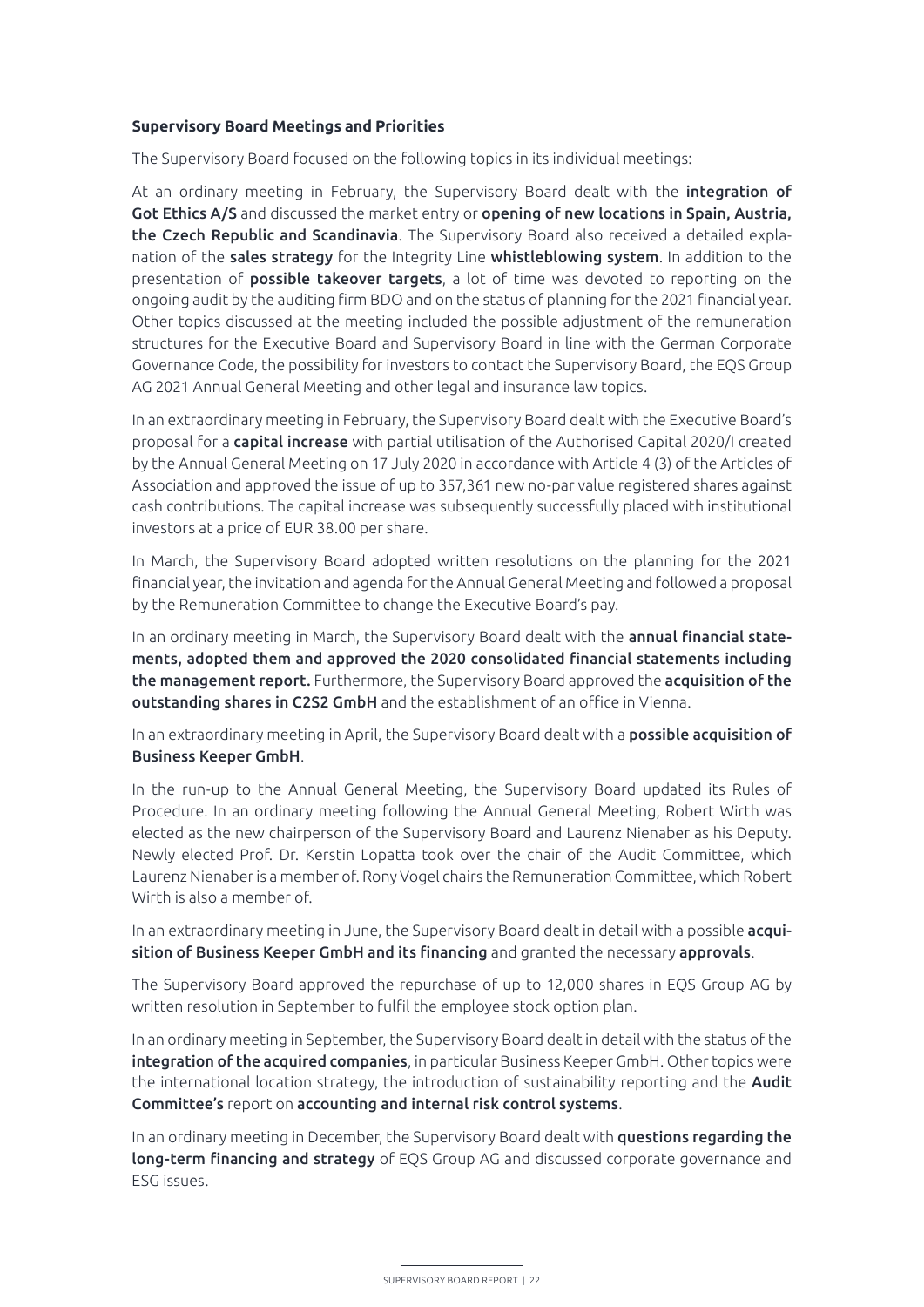**Supervisory Board Meetings and Priorities**

The Supervisory Board focused on the following topics in its individual meetings:

At an ordinary meeting in February, the Supervisory Board dealt with the **integration of Got Ethics A/S** and discussed the market entry or **opening of new locations in Spain, Austria, the Czech Republic and Scandinavia**. The Supervisory Board also received a detailed explanation of the **sales strategy** for the Integrity Line **whistleblowing system**. In addition to the presentation of **possible takeover targets**, a lot of time was devoted to reporting on the ongoing audit by the auditing firm BDO and on the status of planning for the 2021 financial year. Other topics discussed at the meeting included the possible adjustment of the remuneration structures for the Executive Board and Supervisory Board in line with the German Corporate Governance Code, the possibility for investors to contact the Supervisory Board, the EQS Group AG 2021 Annual General Meeting and other legal and insurance law topics.

In an extraordinary meeting in February, the Supervisory Board dealt with the Executive Board's proposal for a **capital increase** with partial utilisation of the Authorised Capital 2020/I created by the Annual General Meeting on 17 July 2020 in accordance with Article 4 (3) of the Articles of Association and approved the issue of up to 357,361 new no-par value registered shares against cash contributions. The capital increase was subsequently successfully placed with institutional investors at a price of EUR 38.00 per share.

In March, the Supervisory Board adopted written resolutions on the planning for the 2021 financial year, the invitation and agenda for the Annual General Meeting and followed a proposal by the Remuneration Committee to change the Executive Board's pay.

In an ordinary meeting in March, the Supervisory Board dealt with the **annual financial statements, adopted them and approved the 2020 consolidated financial statements including the management report.** Furthermore, the Supervisory Board approved the **acquisition of the outstanding shares in C2S2 GmbH** and the establishment of an office in Vienna.

In an extraordinary meeting in April, the Supervisory Board dealt with a **possible acquisition of Business Keeper GmbH**.

In the run-up to the Annual General Meeting, the Supervisory Board updated its Rules of Procedure. In an ordinary meeting following the Annual General Meeting, Robert Wirth was elected as the new chairperson of the Supervisory Board and Laurenz Nienaber as his Deputy. Newly elected Prof. Dr. Kerstin Lopatta took over the chair of the Audit Committee, which Laurenz Nienaber is a member of. Rony Vogel chairs the Remuneration Committee, which Robert Wirth is also a member of.

In an extraordinary meeting in June, the Supervisory Board dealt in detail with a possible **acquisition of Business Keeper GmbH and its financing** and granted the necessary **approvals**.

The Supervisory Board approved the repurchase of up to 12,000 shares in EQS Group AG by written resolution in September to fulfil the employee stock option plan.

In an ordinary meeting in September, the Supervisory Board dealt in detail with the status of the **integration of the acquired companies**, in particular Business Keeper GmbH. Other topics were the international location strategy, the introduction of sustainability reporting and the **Audit Committee's** report on **accounting and internal risk control systems**.

In an ordinary meeting in December, the Supervisory Board dealt with **questions regarding the long-term financing and strategy** of EQS Group AG and discussed corporate governance and ESG issues.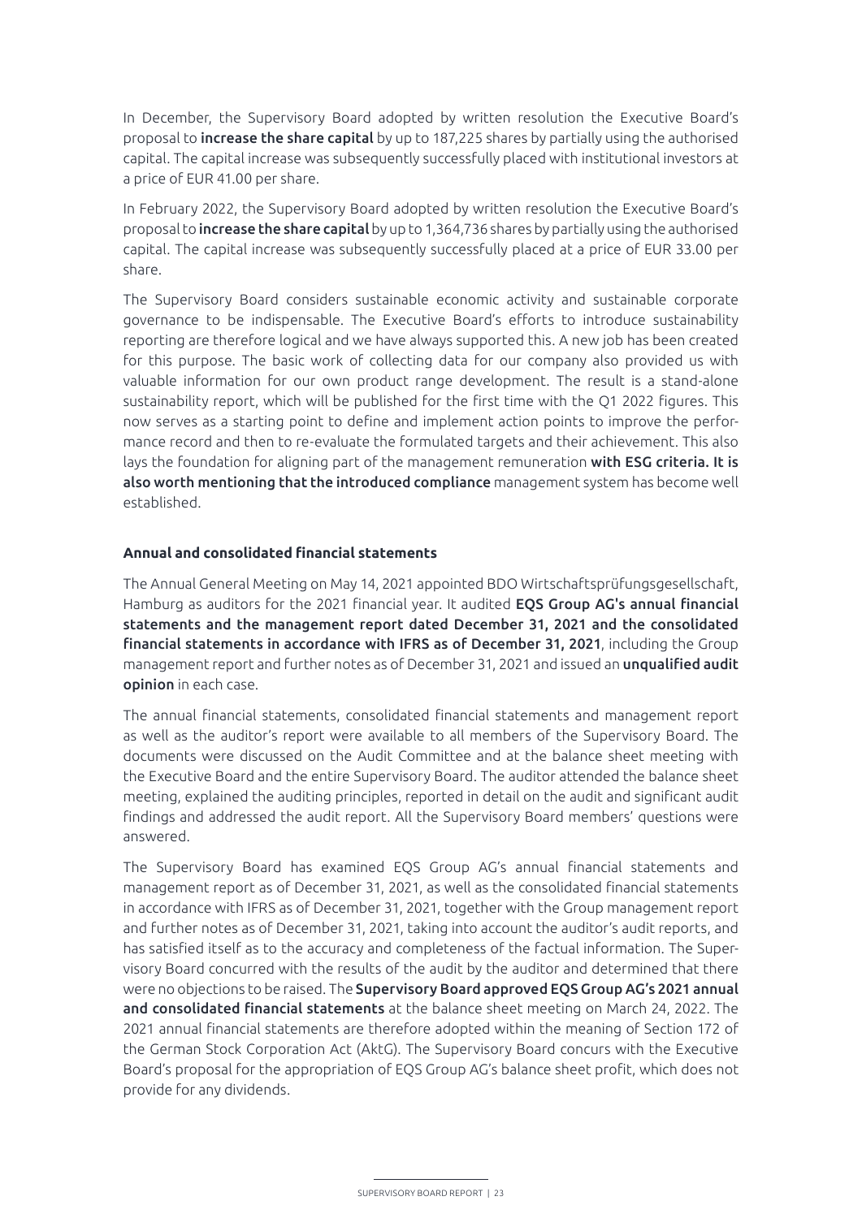In December, the Supervisory Board adopted by written resolution the Executive Board's proposal to **increase the share capital** by up to 187,225 shares by partially using the authorised capital. The capital increase was subsequently successfully placed with institutional investors at a price of EUR 41.00 per share.

In February 2022, the Supervisory Board adopted by written resolution the Executive Board's proposal to **increase the share capital** by up to 1,364,736 shares by partially using the authorised capital. The capital increase was subsequently successfully placed at a price of EUR 33.00 per share.

The Supervisory Board considers sustainable economic activity and sustainable corporate governance to be indispensable. The Executive Board's efforts to introduce sustainability reporting are therefore logical and we have always supported this. A new job has been created for this purpose. The basic work of collecting data for our company also provided us with valuable information for our own product range development. The result is a stand-alone sustainability report, which will be published for the first time with the Q1 2022 figures. This now serves as a starting point to define and implement action points to improve the performance record and then to re-evaluate the formulated targets and their achievement. This also lays the foundation for aligning part of the management remuneration **with ESG criteria. It is also worth mentioning that the introduced compliance** management system has become well established.

## Annual and consolidated financial statements

The Annual General Meeting on May 14, 2021 appointed BDO Wirtschaftsprüfungsgesellschaft, Hamburg as auditors for the 2021 financial year. It audited **EQS Group AG's annual financial statements and the management report dated December 31, 2021 and the consolidated financial statements in accordance with IFRS as of December 31, 2021**, including the Group management report and further notes as of December 31, 2021 and issued an **unqualified audit opinion** in each case.

The annual financial statements, consolidated financial statements and management report as well as the auditor's report were available to all members of the Supervisory Board. The documents were discussed on the Audit Committee and at the balance sheet meeting with the Executive Board and the entire Supervisory Board. The auditor attended the balance sheet meeting, explained the auditing principles, reported in detail on the audit and significant audit findings and addressed the audit report. All the Supervisory Board members' questions were answered.

The Supervisory Board has examined EQS Group AG's annual financial statements and management report as of December 31, 2021, as well as the consolidated financial statements in accordance with IFRS as of December 31, 2021, together with the Group management report and further notes as of December 31, 2021, taking into account the auditor's audit reports, and has satisfied itself as to the accuracy and completeness of the factual information. The Supervisory Board concurred with the results of the audit by the auditor and determined that there were no objections to be raised. The **Supervisory Board approved EQS Group AG's 2021 annual and consolidated financial statements** at the balance sheet meeting on March 24, 2022. The 2021 annual financial statements are therefore adopted within the meaning of Section 172 of the German Stock Corporation Act (AktG). The Supervisory Board concurs with the Executive Board's proposal for the appropriation of EQS Group AG's balance sheet profit, which does not provide for any dividends.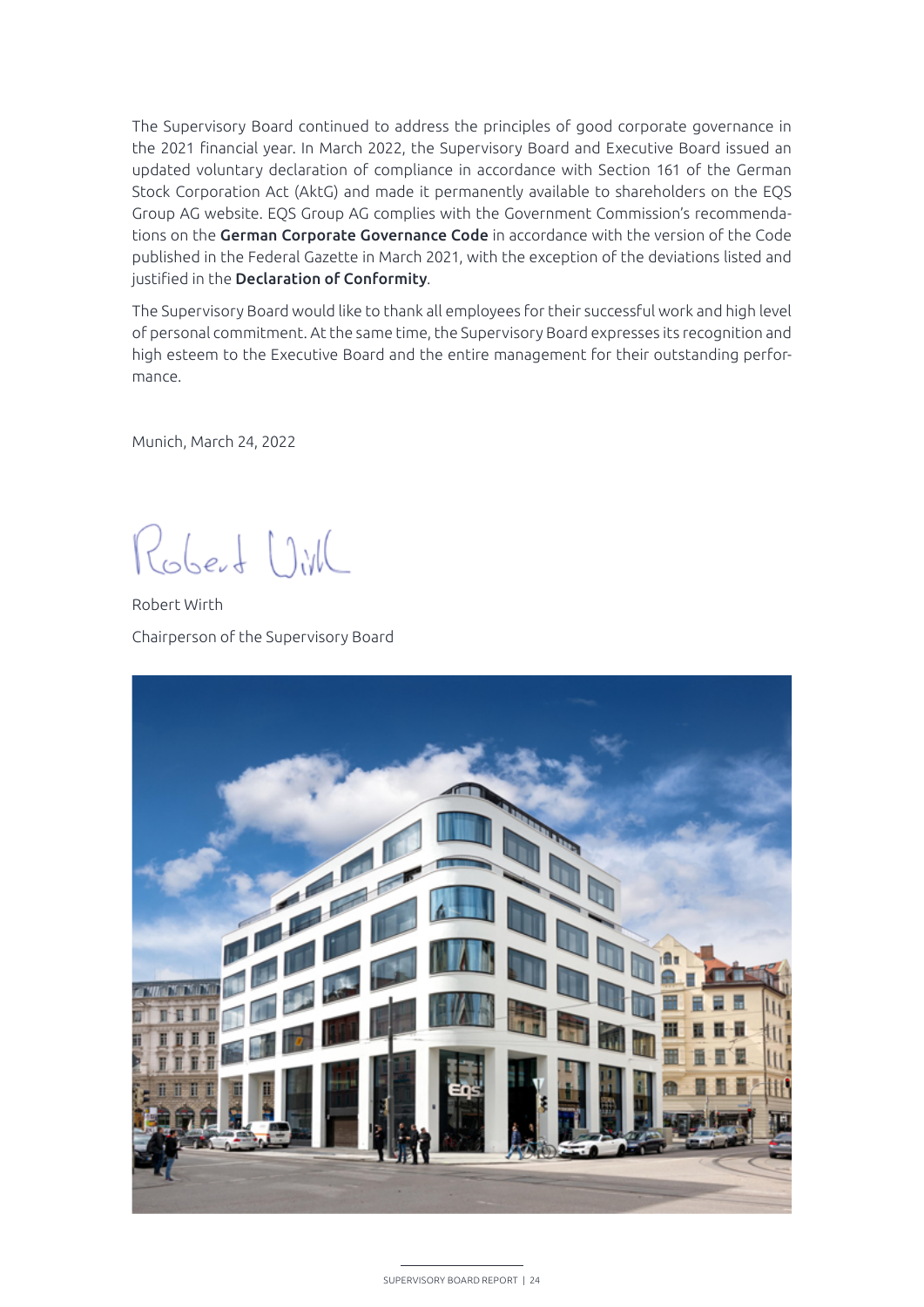The Supervisory Board continued to address the principles of good corporate governance in the 2021 financial year. In March 2022, the Supervisory Board and Executive Board issued an updated voluntary declaration of compliance in accordance with Section 161 of the German Stock Corporation Act (AktG) and made it permanently available to shareholders on the EQS Group AG website. EQS Group AG complies with the Government Commission's recommendations on the **German Corporate Governance Code** in accordance with the version of the Code published in the Federal Gazette in March 2021, with the exception of the deviations listed and justified in the **Declaration of Conformity**.

The Supervisory Board would like to thank all employees for their successful work and high level of personal commitment. At the same time, the Supervisory Board expresses its recognition and high esteem to the Executive Board and the entire management for their outstanding performance.

Munich, March 24, 2022

Robert Wirth

Chairperson of the Supervisory Board